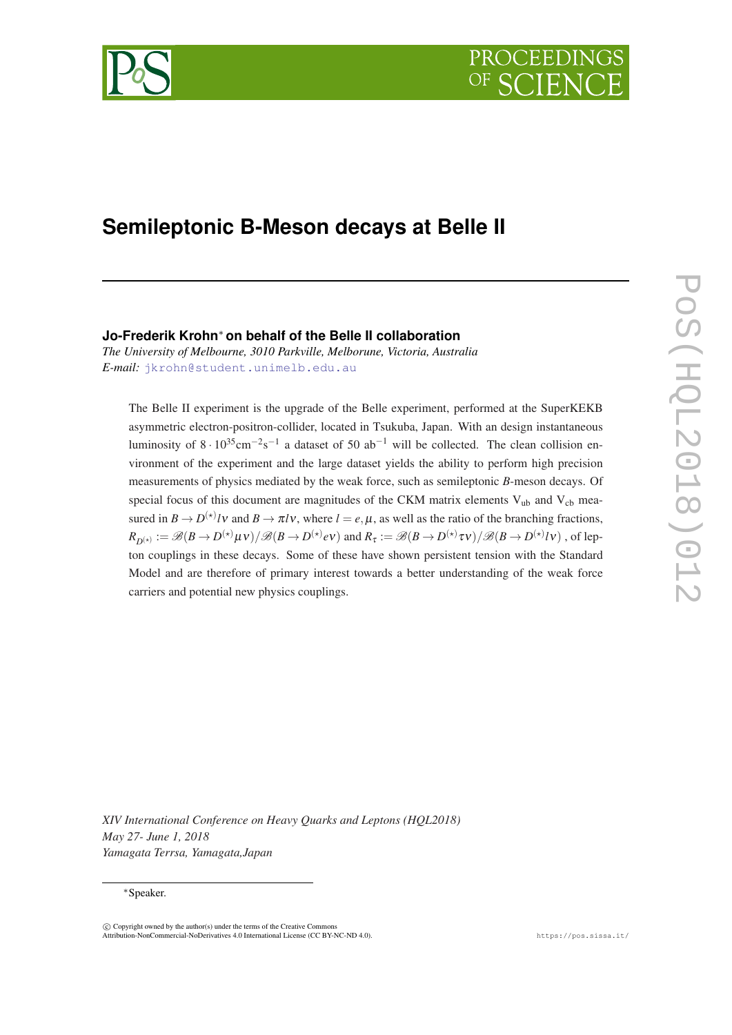# Semileptonic B-Meson decays at Belle II

**Jo-Frederik Krohn* on behalf of the Belle II collaboration**

*The University of Melbourne, 3010 Parkville, Melbourne, Victoria, Australia*
*E-mail:* jkrohn@student.unimelb.edu.au

The Belle II experiment is the upgrade of the Belle experiment, performed at the SuperKEKB asymmetric electron-positron-collider, located in Tsukuba, Japan. With an design instantaneous luminosity of $8 \cdot 10^{35}\text{cm}^{-2}\text{s}^{-1}$ a dataset of 50 $\text{ab}^{-1}$ will be collected. The clean collision environment of the experiment and the large dataset yields the ability to perform high precision measurements of physics mediated by the weak force, such as semileptonic $B$-meson decays. Of special focus of this document are magnitudes of the CKM matrix elements $\text{V}_{\text{ub}}$ and $\text{V}_{\text{cb}}$ measured in $B \to D^{(\star)} l\nu$ and $B \to \pi l\nu$, where $l = e, \mu$, as well as the ratio of the branching fractions, $R_{D^{(\star)}} := \mathscr{B}(B \to D^{(\star)}\mu\nu)/\mathscr{B}(B \to D^{(\star)}e\nu)$ and $R_\tau := \mathscr{B}(B \to D^{(\star)}\tau\nu)/\mathscr{B}(B \to D^{(\star)}l\nu)$ , of lepton couplings in these decays. Some of these have shown persistent tension with the Standard Model and are therefore of primary interest towards a better understanding of the weak force carriers and potential new physics couplings.

*XIV International Conference on Heavy Quarks and Leptons (HQL2018)*
*May 27- June 1, 2018*
*Yamagata Terrsa, Yamagata,Japan*

*Speaker.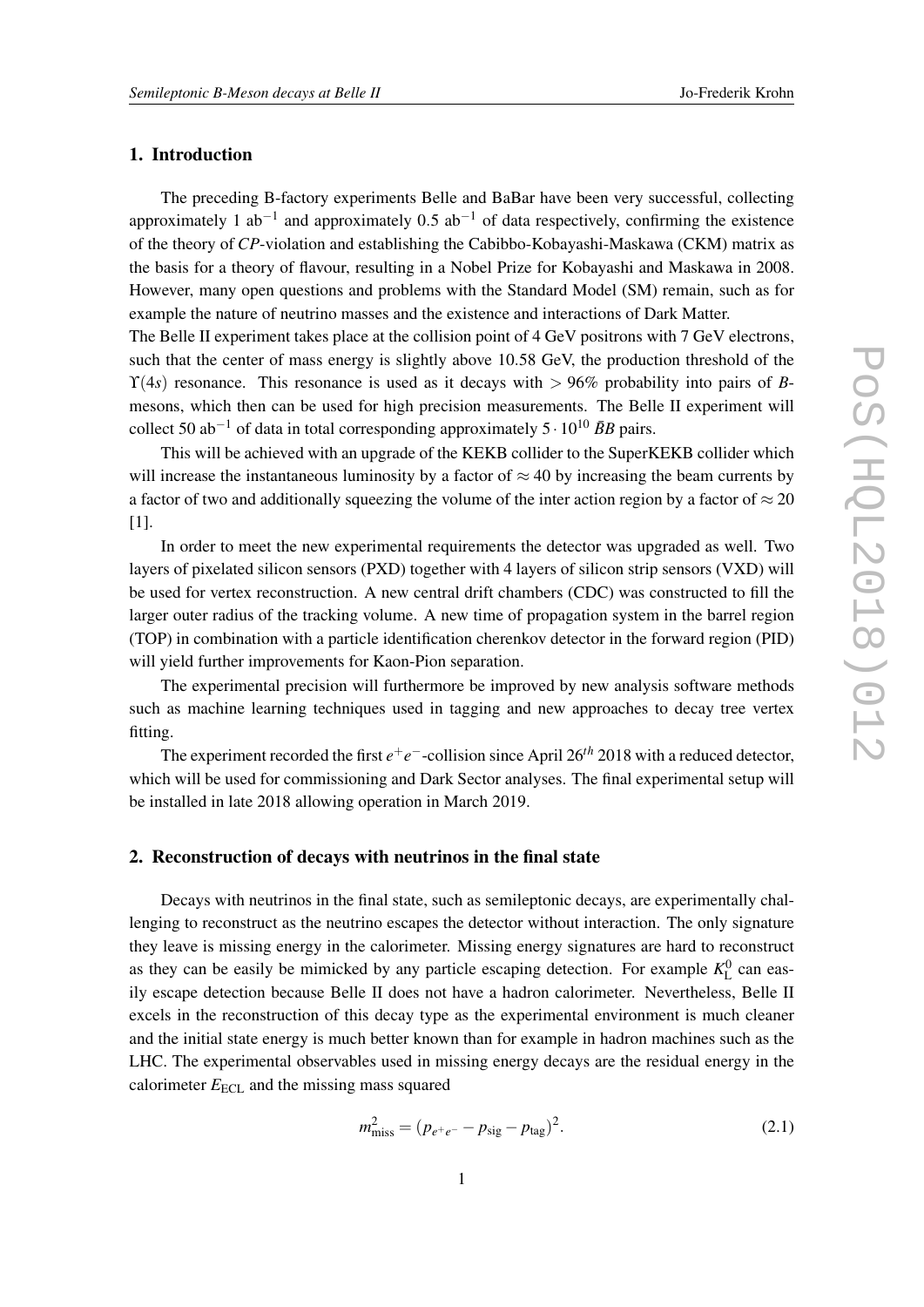## 1. Introduction

The preceding B-factory experiments Belle and BaBar have been very successful, collecting approximately 1 $\text{ab}^{-1}$ and approximately 0.5 $\text{ab}^{-1}$ of data respectively, confirming the existence of the theory of *CP*-violation and establishing the Cabibbo-Kobayashi-Maskawa (CKM) matrix as the basis for a theory of flavour, resulting in a Nobel Prize for Kobayashi and Maskawa in 2008. However, many open questions and problems with the Standard Model (SM) remain, such as for example the nature of neutrino masses and the existence and interactions of Dark Matter.

The Belle II experiment takes place at the collision point of 4 GeV positrons with 7 GeV electrons, such that the center of mass energy is slightly above 10.58 GeV, the production threshold of the $\Upsilon(4s)$ resonance. This resonance is used as it decays with $> 96\%$ probability into pairs of *B*-mesons, which then can be used for high precision measurements. The Belle II experiment will collect 50 $\text{ab}^{-1}$ of data in total corresponding approximately $5 \cdot 10^{10}$ $\bar{B}B$ pairs.

This will be achieved with an upgrade of the KEKB collider to the SuperKEKB collider which will increase the instantaneous luminosity by a factor of $\approx 40$ by increasing the beam currents by a factor of two and additionally squeezing the volume of the inter action region by a factor of $\approx 20$ [1].

In order to meet the new experimental requirements the detector was upgraded as well. Two layers of pixelated silicon sensors (PXD) together with 4 layers of silicon strip sensors (VXD) will be used for vertex reconstruction. A new central drift chambers (CDC) was constructed to fill the larger outer radius of the tracking volume. A new time of propagation system in the barrel region (TOP) in combination with a particle identification cherenkov detector in the forward region (PID) will yield further improvements for Kaon-Pion separation.

The experimental precision will furthermore be improved by new analysis software methods such as machine learning techniques used in tagging and new approaches to decay tree vertex fitting.

The experiment recorded the first $e^+e^-$-collision since April $26^{th}$ 2018 with a reduced detector, which will be used for commissioning and Dark Sector analyses. The final experimental setup will be installed in late 2018 allowing operation in March 2019.

## 2. Reconstruction of decays with neutrinos in the final state

Decays with neutrinos in the final state, such as semileptonic decays, are experimentally challenging to reconstruct as the neutrino escapes the detector without interaction. The only signature they leave is missing energy in the calorimeter. Missing energy signatures are hard to reconstruct as they can be easily be mimicked by any particle escaping detection. For example $K_{\text{L}}^0$ can easily escape detection because Belle II does not have a hadron calorimeter. Nevertheless, Belle II excels in the reconstruction of this decay type as the experimental environment is much cleaner and the initial state energy is much better known than for example in hadron machines such as the LHC. The experimental observables used in missing energy decays are the residual energy in the calorimeter $E_{\text{ECL}}$ and the missing mass squared

$$m_{\text{miss}}^2 = (p_{e^+e^-} - p_{\text{sig}} - p_{\text{tag}})^2. \tag{2.1}$$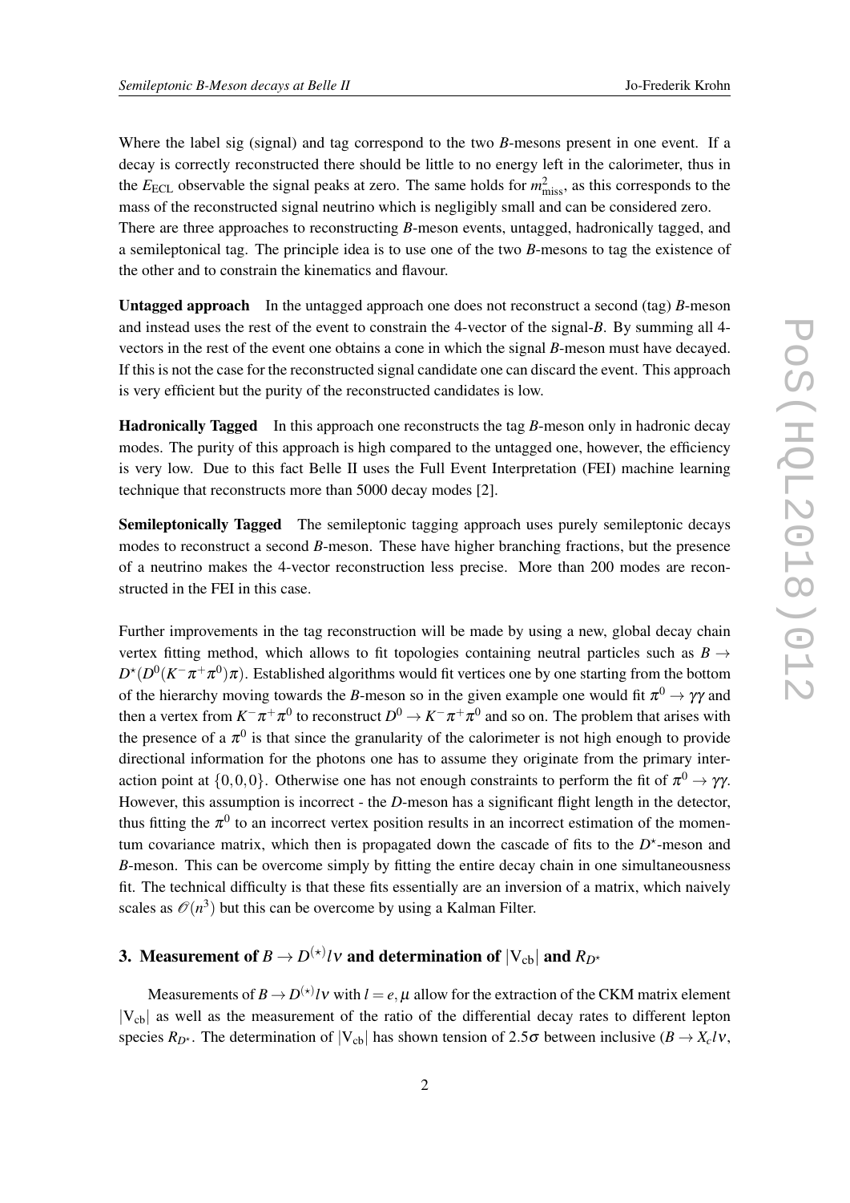Where the label sig (signal) and tag correspond to the two $B$-mesons present in one event. If a decay is correctly reconstructed there should be little to no energy left in the calorimeter, thus in the $E_{\mathrm{ECL}}$ observable the signal peaks at zero. The same holds for $m^2_{\mathrm{miss}}$, as this corresponds to the mass of the reconstructed signal neutrino which is negligibly small and can be considered zero.
There are three approaches to reconstructing $B$-meson events, untagged, hadronically tagged, and a semileptonical tag. The principle idea is to use one of the two $B$-mesons to tag the existence of the other and to constrain the kinematics and flavour.

**Untagged approach** In the untagged approach one does not reconstruct a second (tag) $B$-meson and instead uses the rest of the event to constrain the 4-vector of the signal-$B$. By summing all 4-vectors in the rest of the event one obtains a cone in which the signal $B$-meson must have decayed. If this is not the case for the reconstructed signal candidate one can discard the event. This approach is very efficient but the purity of the reconstructed candidates is low.

**Hadronically Tagged** In this approach one reconstructs the tag $B$-meson only in hadronic decay modes. The purity of this approach is high compared to the untagged one, however, the efficiency is very low. Due to this fact Belle II uses the Full Event Interpretation (FEI) machine learning technique that reconstructs more than 5000 decay modes [2].

**Semileptonically Tagged** The semileptonic tagging approach uses purely semileptonic decays modes to reconstruct a second $B$-meson. These have higher branching fractions, but the presence of a neutrino makes the 4-vector reconstruction less precise. More than 200 modes are reconstructed in the FEI in this case.

Further improvements in the tag reconstruction will be made by using a new, global decay chain vertex fitting method, which allows to fit topologies containing neutral particles such as $B \to D^{\star}(D^0(K^-\pi^+\pi^0)\pi)$. Established algorithms would fit vertices one by one starting from the bottom of the hierarchy moving towards the $B$-meson so in the given example one would fit $\pi^0 \to \gamma\gamma$ and then a vertex from $K^-\pi^+\pi^0$ to reconstruct $D^0 \to K^-\pi^+\pi^0$ and so on. The problem that arises with the presence of a $\pi^0$ is that since the granularity of the calorimeter is not high enough to provide directional information for the photons one has to assume they originate from the primary interaction point at $\{0,0,0\}$. Otherwise one has not enough constraints to perform the fit of $\pi^0 \to \gamma\gamma$. However, this assumption is incorrect - the $D$-meson has a significant flight length in the detector, thus fitting the $\pi^0$ to an incorrect vertex position results in an incorrect estimation of the momentum covariance matrix, which then is propagated down the cascade of fits to the $D^{\star}$-meson and $B$-meson. This can be overcome simply by fitting the entire decay chain in one simultaneousness fit. The technical difficulty is that these fits essentially are an inversion of a matrix, which naively scales as $\mathcal{O}(n^3)$ but this can be overcome by using a Kalman Filter.

## 3. Measurement of $B \to D^{(\star)}l\nu$ and determination of $|\mathrm{V_{cb}}|$ and $R_{D^{\star}}$

Measurements of $B \to D^{(\star)}l\nu$ with $l = e, \mu$ allow for the extraction of the CKM matrix element $|\mathrm{V_{cb}}|$ as well as the measurement of the ratio of the differential decay rates to different lepton species $R_{D^{\star}}$. The determination of $|\mathrm{V_{cb}}|$ has shown tension of $2.5\sigma$ between inclusive ($B \to X_c l\nu$,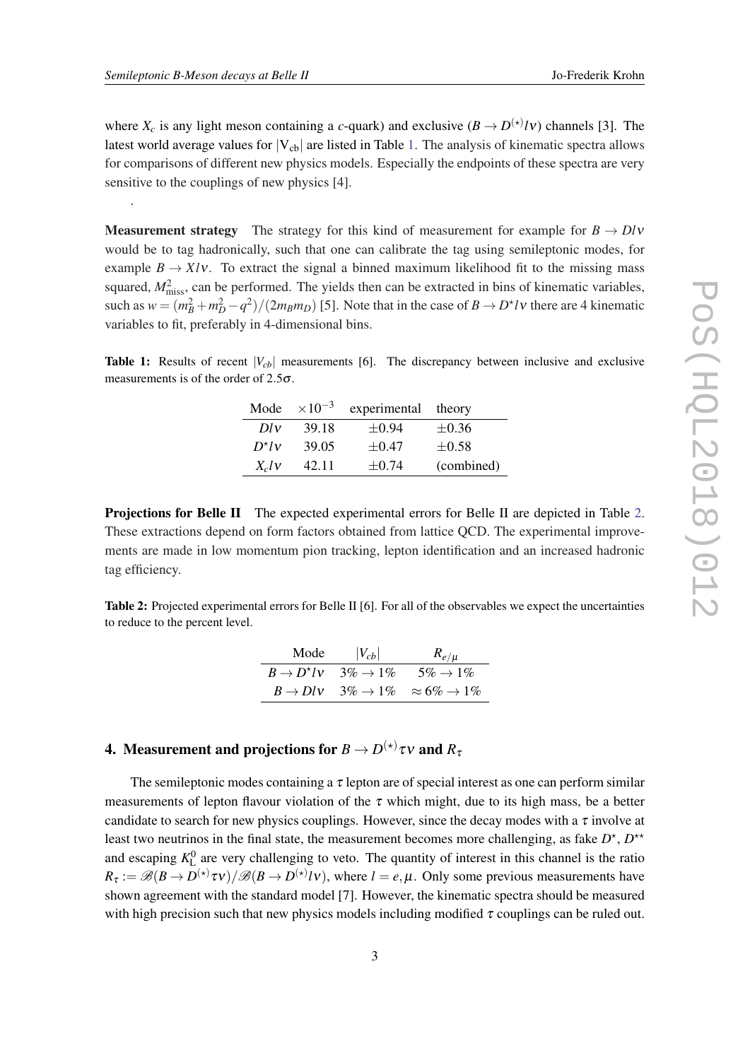where $X_c$ is any light meson containing a $c$-quark) and exclusive ($B \to D^{(\star)} l\nu$) channels [3]. The latest world average values for $|V_{cb}|$ are listed in Table 1. The analysis of kinematic spectra allows for comparisons of different new physics models. Especially the endpoints of these spectra are very sensitive to the couplings of new physics [4].

.

**Measurement strategy** The strategy for this kind of measurement for example for $B \to Dl\nu$ would be to tag hadronically, such that one can calibrate the tag using semileptonic modes, for example $B \to Xl\nu$. To extract the signal a binned maximum likelihood fit to the missing mass squared, $M^2_{\text{miss}}$, can be performed. The yields then can be extracted in bins of kinematic variables, such as $w = (m_B^2 + m_D^2 - q^2)/(2m_B m_D)$ [5]. Note that in the case of $B \to D^\star l\nu$ there are 4 kinematic variables to fit, preferably in 4-dimensional bins.

**Table 1:** Results of recent $|V_{cb}|$ measurements [6]. The discrepancy between inclusive and exclusive measurements is of the order of $2.5\sigma$.

| Mode | $\times 10^{-3}$ | experimental | theory |
|---|---|---|---|
| $Dl\nu$ | 39.18 | $\pm 0.94$ | $\pm 0.36$ |
| $D^\star l\nu$ | 39.05 | $\pm 0.47$ | $\pm 0.58$ |
| $X_c l\nu$ | 42.11 | $\pm 0.74$ | (combined) |

**Projections for Belle II** The expected experimental errors for Belle II are depicted in Table 2. These extractions depend on form factors obtained from lattice QCD. The experimental improvements are made in low momentum pion tracking, lepton identification and an increased hadronic tag efficiency.

**Table 2:** Projected experimental errors for Belle II [6]. For all of the observables we expect the uncertainties to reduce to the percent level.

| Mode | $\lvert V_{cb}\rvert$ | $R_{e/\mu}$ |
|---|---|---|
| $B \to D^\star l\nu$ | $3\% \to 1\%$ | $5\% \to 1\%$ |
| $B \to Dl\nu$ | $3\% \to 1\%$ | $\approx 6\% \to 1\%$ |

## 4. Measurement and projections for $B \to D^{(\star)}\tau\nu$ and $R_\tau$

The semileptonic modes containing a $\tau$ lepton are of special interest as one can perform similar measurements of lepton flavour violation of the $\tau$ which might, due to its high mass, be a better candidate to search for new physics couplings. However, since the decay modes with a $\tau$ involve at least two neutrinos in the final state, the measurement becomes more challenging, as fake $D^\star$, $D^{\star\star}$ and escaping $K^0_L$ are very challenging to veto. The quantity of interest in this channel is the ratio $R_\tau := \mathscr{B}(B \to D^{(\star)}\tau\nu)/\mathscr{B}(B \to D^{(\star)} l\nu)$, where $l = e, \mu$. Only some previous measurements have shown agreement with the standard model [7]. However, the kinematic spectra should be measured with high precision such that new physics models including modified $\tau$ couplings can be ruled out.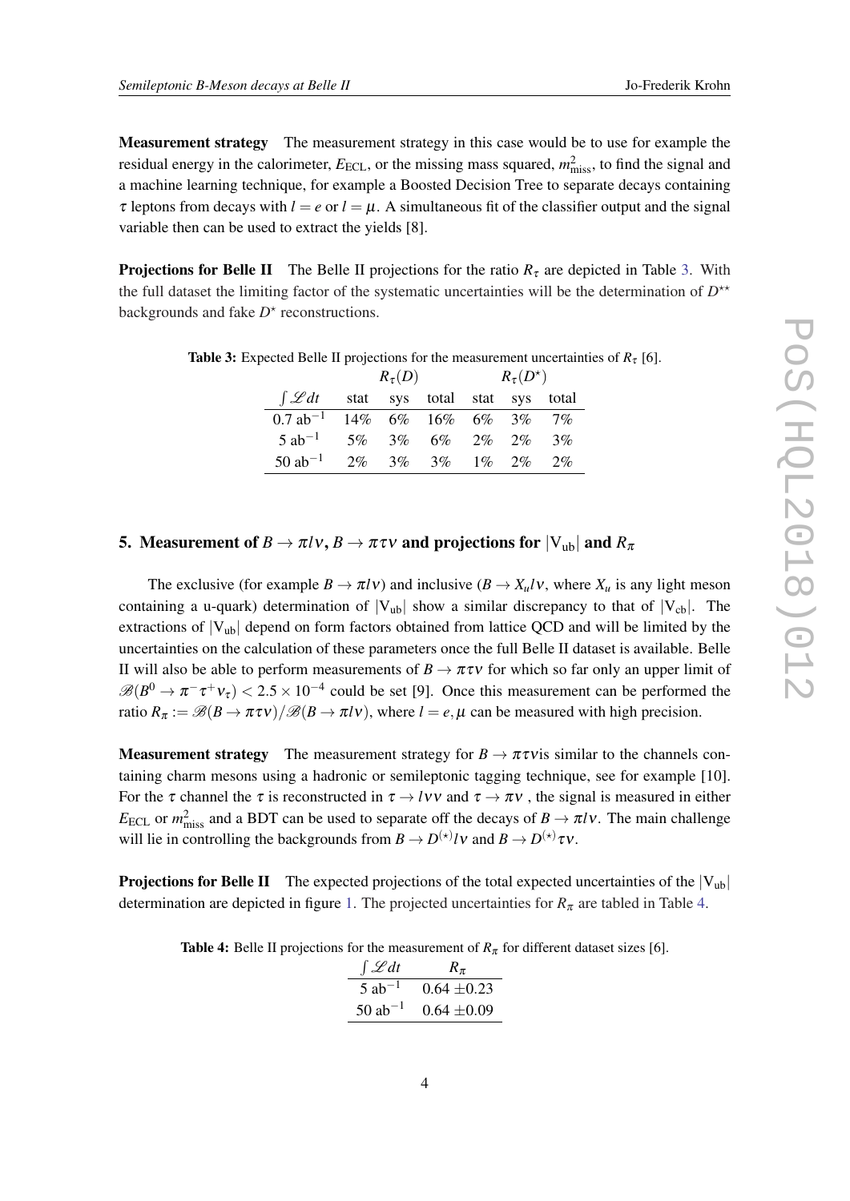**Measurement strategy** The measurement strategy in this case would be to use for example the residual energy in the calorimeter, $E_{\mathrm{ECL}}$, or the missing mass squared, $m^2_{\mathrm{miss}}$, to find the signal and a machine learning technique, for example a Boosted Decision Tree to separate decays containing $\tau$ leptons from decays with $l = e$ or $l = \mu$. A simultaneous fit of the classifier output and the signal variable then can be used to extract the yields [8].

**Projections for Belle II** The Belle II projections for the ratio $R_\tau$ are depicted in Table 3. With the full dataset the limiting factor of the systematic uncertainties will be the determination of $D^{\star\star}$ backgrounds and fake $D^\star$ reconstructions.

**Table 3:** Expected Belle II projections for the measurement uncertainties of $R_\tau$ [6].

| | $R_\tau(D)$ | | | $R_\tau(D^\star)$ | | |
|---|---|---|---|---|---|---|
| $\int \mathscr{L} dt$ | stat | sys | total | stat | sys | total |
| 0.7 ab$^{-1}$ | 14% | 6% | 16% | 6% | 3% | 7% |
| 5 ab$^{-1}$ | 5% | 3% | 6% | 2% | 2% | 3% |
| 50 ab$^{-1}$ | 2% | 3% | 3% | 1% | 2% | 2% |

## 5. Measurement of $B \to \pi l \nu$, $B \to \pi \tau \nu$ and projections for $|V_{\mathrm{ub}}|$ and $R_\pi$

The exclusive (for example $B \to \pi l \nu$) and inclusive ($B \to X_u l \nu$, where $X_u$ is any light meson containing a u-quark) determination of $|V_{\mathrm{ub}}|$ show a similar discrepancy to that of $|V_{\mathrm{cb}}|$. The extractions of $|V_{\mathrm{ub}}|$ depend on form factors obtained from lattice QCD and will be limited by the uncertainties on the calculation of these parameters once the full Belle II dataset is available. Belle II will also be able to perform measurements of $B \to \pi \tau \nu$ for which so far only an upper limit of $\mathscr{B}(B^0 \to \pi^- \tau^+ \nu_\tau) < 2.5 \times 10^{-4}$ could be set [9]. Once this measurement can be performed the ratio $R_\pi := \mathscr{B}(B \to \pi \tau \nu)/\mathscr{B}(B \to \pi l \nu)$, where $l = e, \mu$ can be measured with high precision.

**Measurement strategy** The measurement strategy for $B \to \pi \tau \nu$is similar to the channels containing charm mesons using a hadronic or semileptonic tagging technique, see for example [10]. For the $\tau$ channel the $\tau$ is reconstructed in $\tau \to l \nu \nu$ and $\tau \to \pi \nu$ , the signal is measured in either $E_{\mathrm{ECL}}$ or $m^2_{\mathrm{miss}}$ and a BDT can be used to separate off the decays of $B \to \pi l \nu$. The main challenge will lie in controlling the backgrounds from $B \to D^{(\star)} l \nu$ and $B \to D^{(\star)} \tau \nu$.

**Projections for Belle II** The expected projections of the total expected uncertainties of the $|V_{\mathrm{ub}}|$ determination are depicted in figure 1. The projected uncertainties for $R_\pi$ are tabled in Table 4.

**Table 4:** Belle II projections for the measurement of $R_\pi$ for different dataset sizes [6].

| $\int \mathscr{L} dt$ | $R_\pi$ |
|---|---|
| 5 ab$^{-1}$ | 0.64 $\pm$0.23 |
| 50 ab$^{-1}$ | 0.64 $\pm$0.09 |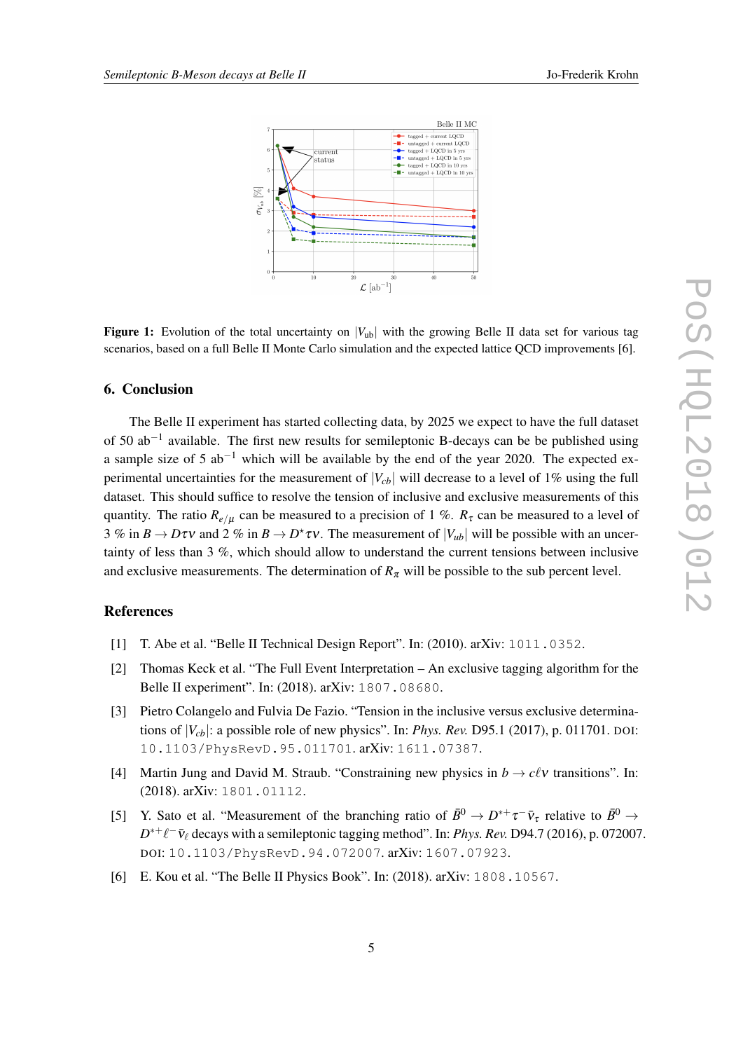**Figure 1:** Evolution of the total uncertainty on $|V_{\mathrm{ub}}|$ with the growing Belle II data set for various tag scenarios, based on a full Belle II Monte Carlo simulation and the expected lattice QCD improvements [6].

## 6. Conclusion

The Belle II experiment has started collecting data, by 2025 we expect to have the full dataset of 50 ab$^{-1}$ available. The first new results for semileptonic B-decays can be be published using a sample size of 5 ab$^{-1}$ which will be available by the end of the year 2020. The expected experimental uncertainties for the measurement of $|V_{cb}|$ will decrease to a level of 1% using the full dataset. This should suffice to resolve the tension of inclusive and exclusive measurements of this quantity. The ratio $R_{e/\mu}$ can be measured to a precision of 1 %. $R_\tau$ can be measured to a level of 3 % in $B \to D\tau\nu$ and 2 % in $B \to D^\star\tau\nu$. The measurement of $|V_{ub}|$ will be possible with an uncertainty of less than 3 %, which should allow to understand the current tensions between inclusive and exclusive measurements. The determination of $R_\pi$ will be possible to the sub percent level.

## References

[1] T. Abe et al. "Belle II Technical Design Report". In: (2010). arXiv: 1011.0352.

[2] Thomas Keck et al. "The Full Event Interpretation – An exclusive tagging algorithm for the Belle II experiment". In: (2018). arXiv: 1807.08680.

[3] Pietro Colangelo and Fulvia De Fazio. "Tension in the inclusive versus exclusive determinations of $|V_{cb}|$: a possible role of new physics". In: *Phys. Rev.* D95.1 (2017), p. 011701. DOI: 10.1103/PhysRevD.95.011701. arXiv: 1611.07387.

[4] Martin Jung and David M. Straub. "Constraining new physics in $b \to c\ell\nu$ transitions". In: (2018). arXiv: 1801.01112.

[5] Y. Sato et al. "Measurement of the branching ratio of $\bar{B}^0 \to D^{*+}\tau^-\bar{\nu}_\tau$ relative to $\bar{B}^0 \to D^{*+}\ell^-\bar{\nu}_\ell$ decays with a semileptonic tagging method". In: *Phys. Rev.* D94.7 (2016), p. 072007. DOI: 10.1103/PhysRevD.94.072007. arXiv: 1607.07923.

[6] E. Kou et al. "The Belle II Physics Book". In: (2018). arXiv: 1808.10567.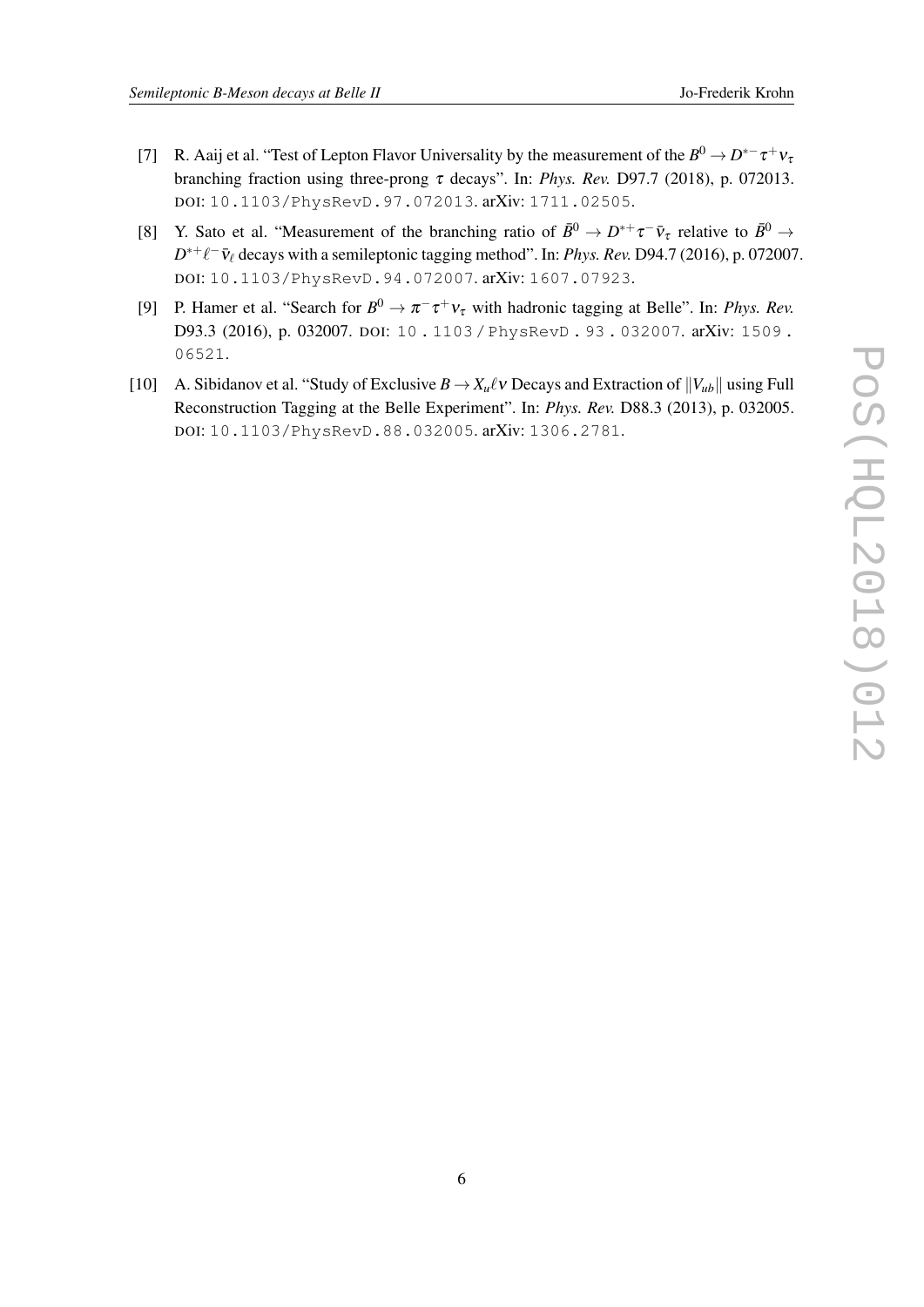[7] R. Aaij et al. "Test of Lepton Flavor Universality by the measurement of the $B^0 \to D^{*-}\tau^+\nu_\tau$ branching fraction using three-prong $\tau$ decays". In: *Phys. Rev.* D97.7 (2018), p. 072013. DOI: 10.1103/PhysRevD.97.072013. arXiv: 1711.02505.

[8] Y. Sato et al. "Measurement of the branching ratio of $\bar{B}^0 \to D^{*+}\tau^-\bar{\nu}_\tau$ relative to $\bar{B}^0 \to D^{*+}\ell^-\bar{\nu}_\ell$ decays with a semileptonic tagging method". In: *Phys. Rev.* D94.7 (2016), p. 072007. DOI: 10.1103/PhysRevD.94.072007. arXiv: 1607.07923.

[9] P. Hamer et al. "Search for $B^0 \to \pi^-\tau^+\nu_\tau$ with hadronic tagging at Belle". In: *Phys. Rev.* D93.3 (2016), p. 032007. DOI: 10.1103/PhysRevD.93.032007. arXiv: 1509.06521.

[10] A. Sibidanov et al. "Study of Exclusive $B \to X_u\ell\nu$ Decays and Extraction of $\|V_{ub}\|$ using Full Reconstruction Tagging at the Belle Experiment". In: *Phys. Rev.* D88.3 (2013), p. 032005. DOI: 10.1103/PhysRevD.88.032005. arXiv: 1306.2781.